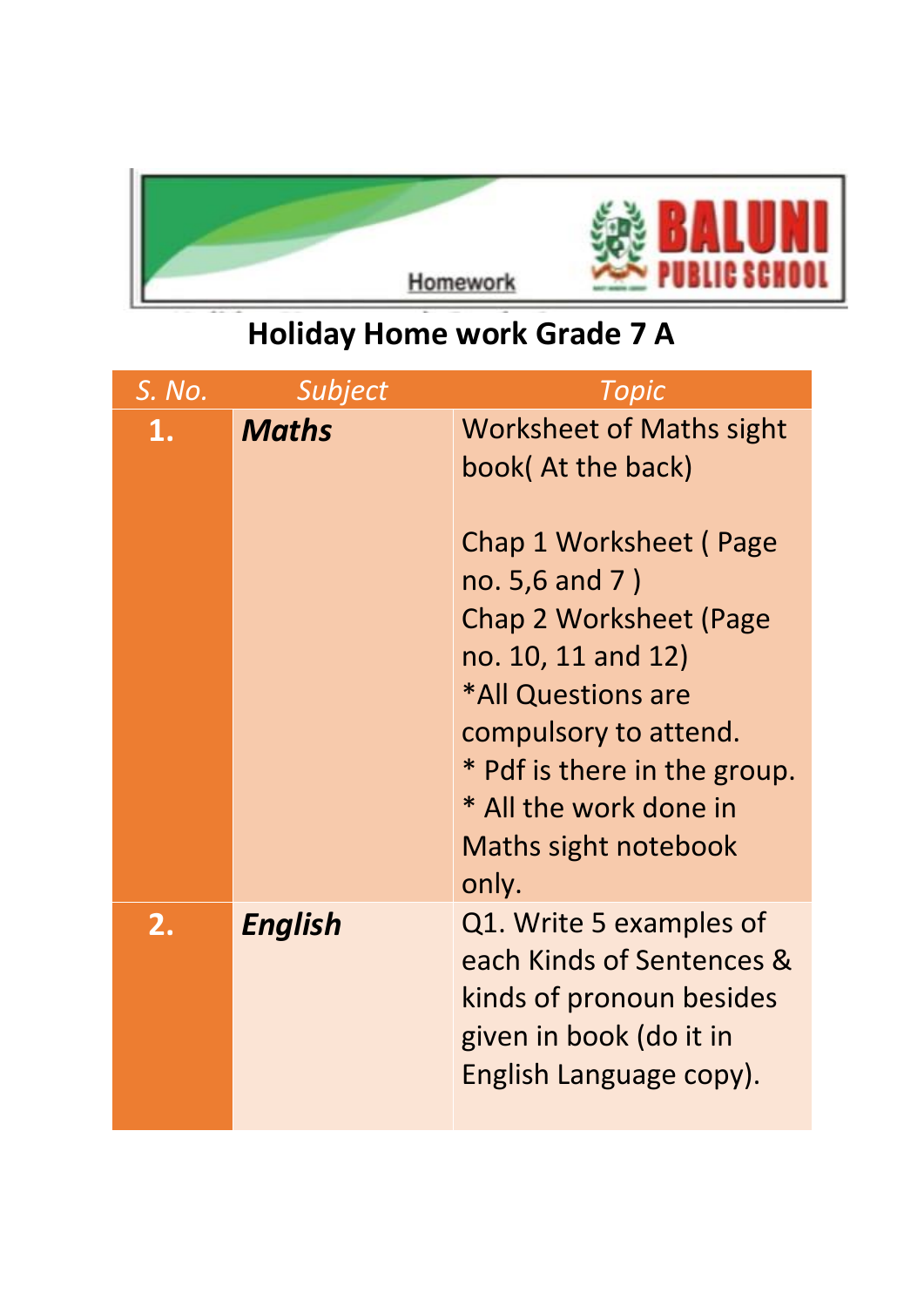Homework

BALUNI PUBLIC SCHOOL

# Holiday Home work Grade 7 A

| S. No. | Subject | Topic |
|---|---|---|
| 1. | ***Maths*** | Worksheet of Maths sight book( At the back)<br><br>Chap 1 Worksheet ( Page no. 5,6 and 7 )<br>Chap 2 Worksheet (Page no. 10, 11 and 12)<br>*All Questions are compulsory to attend.<br>* Pdf is there in the group.<br>* All the work done in Maths sight notebook only. |
| 2. | ***English*** | Q1. Write 5 examples of each Kinds of Sentences & kinds of pronoun besides given in book (do it in English Language copy). |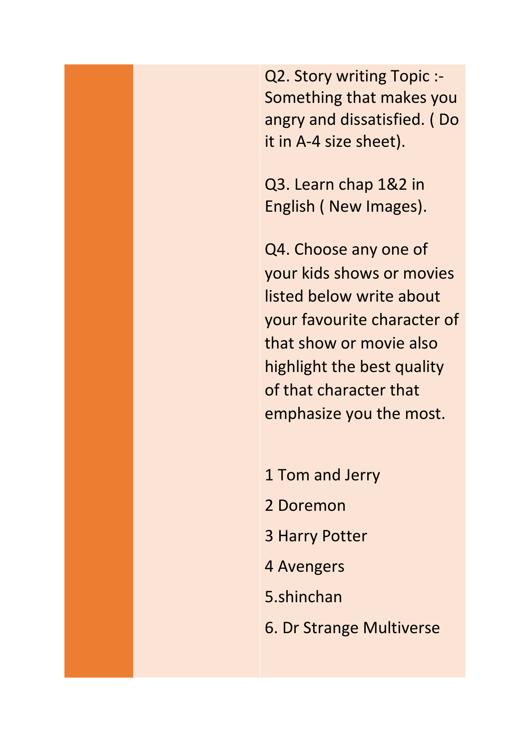Q2. Story writing Topic :- Something that makes you angry and dissatisfied. ( Do it in A-4 size sheet).

Q3. Learn chap 1&2 in English ( New Images).

Q4. Choose any one of your kids shows or movies listed below write about your favourite character of that show or movie also highlight the best quality of that character that emphasize you the most.

1 Tom and Jerry

2 Doremon

3 Harry Potter

4 Avengers

5.shinchan

6. Dr Strange Multiverse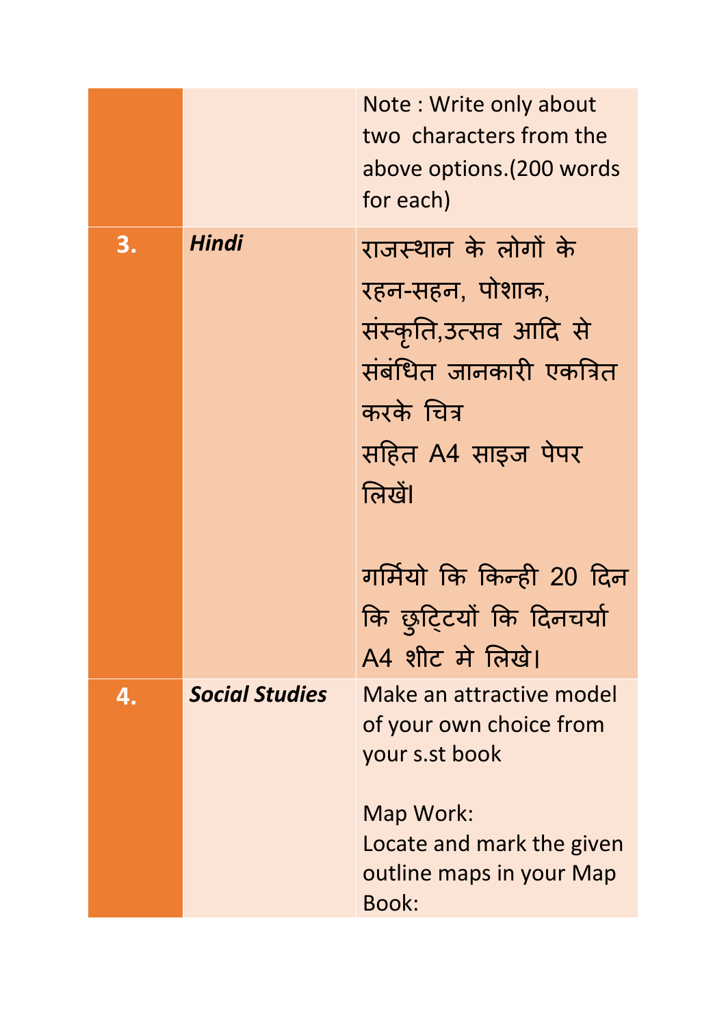| | | |
|---|---|---|
| | | Note : Write only about two characters from the above options.(200 words for each) |
| **3.** | ***Hindi*** | राजस्थान के लोगों के रहन-सहन, पोशाक, संस्कृति,उत्सव आदि से संबंधित जानकारी एकत्रित करके चित्र सहित A4 साइज पेपर लिखें।<br><br>गर्मियो कि किन्ही 20 दिन कि छुट्टियों कि दिनचर्या A4 शीट मे लिखे। |
| **4.** | ***Social Studies*** | Make an attractive model of your own choice from your s.st book<br><br>Map Work:<br>Locate and mark the given outline maps in your Map Book: |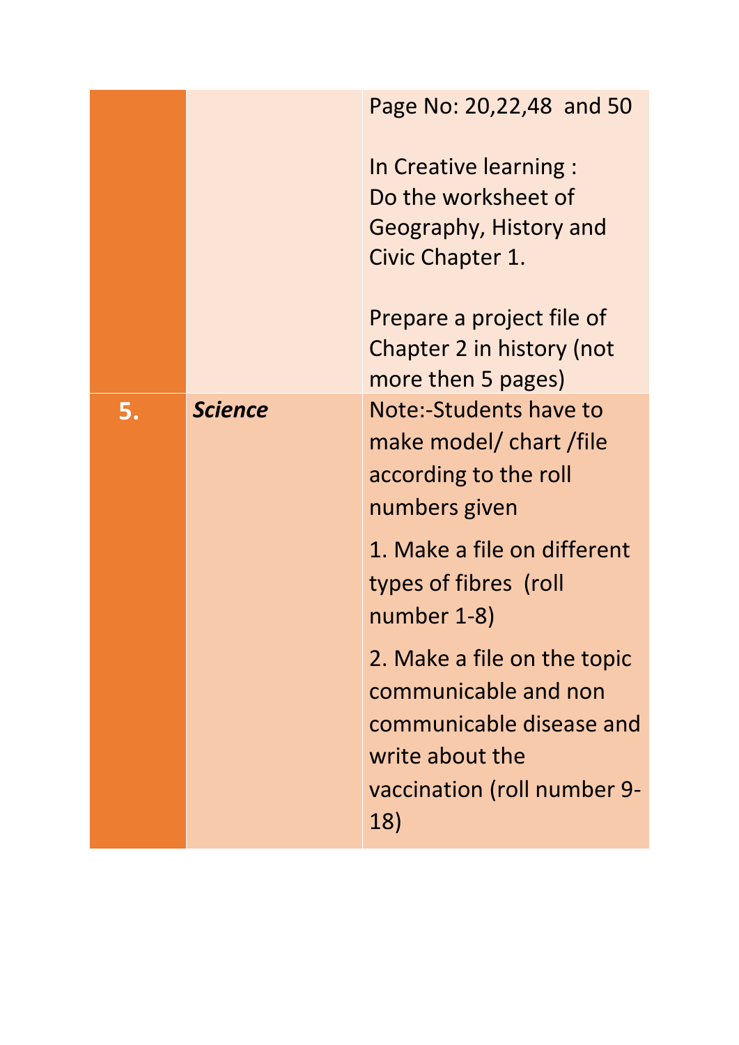| | | |
|---|---|---|
| | | Page No: 20,22,48 and 50<br><br>In Creative learning :<br>Do the worksheet of Geography, History and Civic Chapter 1.<br><br>Prepare a project file of Chapter 2 in history (not more then 5 pages) |
| **5.** | ***Science*** | Note:-Students have to make model/ chart /file according to the roll numbers given<br><br>1. Make a file on different types of fibres (roll number 1-8)<br><br>2. Make a file on the topic communicable and non communicable disease and write about the vaccination (roll number 9-18) |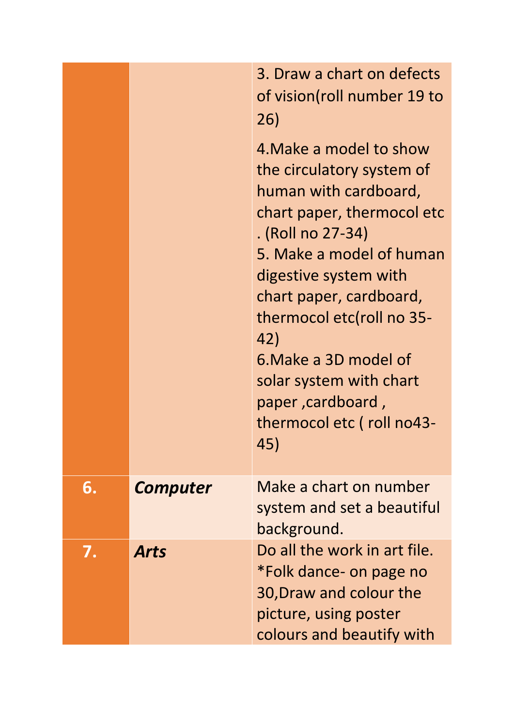| | | |
|---|---|---|
| | | 3. Draw a chart on defects of vision(roll number 19 to 26)<br><br>4.Make a model to show the circulatory system of human with cardboard, chart paper, thermocol etc . (Roll no 27-34)<br>5. Make a model of human digestive system with chart paper, cardboard, thermocol etc(roll no 35-42)<br>6.Make a 3D model of solar system with chart paper ,cardboard , thermocol etc ( roll no43-45) |
| **6.** | ***Computer*** | Make a chart on number system and set a beautiful background. |
| **7.** | ***Arts*** | Do all the work in art file.<br>*Folk dance- on page no 30,Draw and colour the picture, using poster colours and beautify with |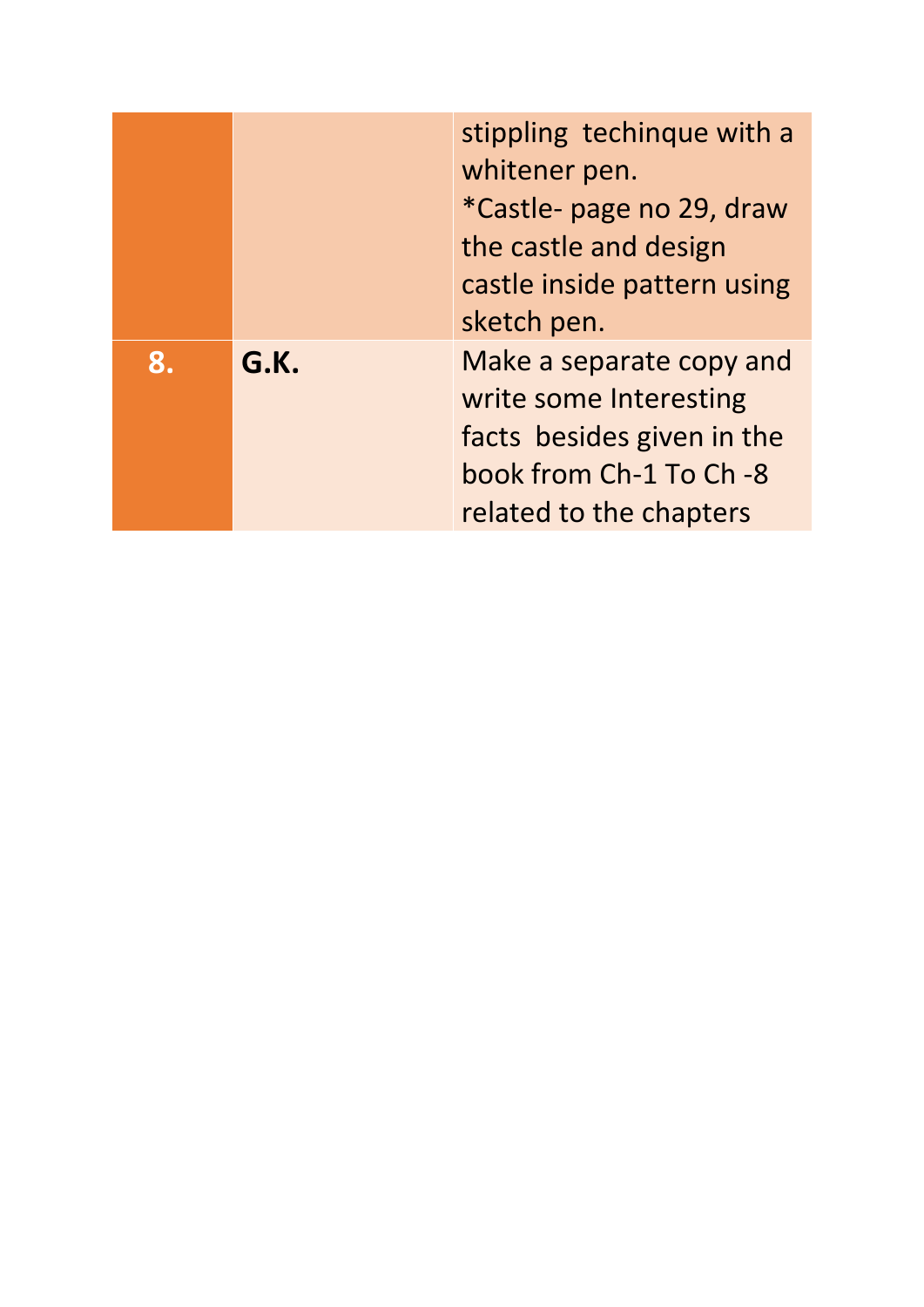| | | |
|---|---|---|
| | | stippling techinque with a whitener pen.<br>*Castle- page no 29, draw the castle and design castle inside pattern using sketch pen. |
| **8.** | **G.K.** | Make a separate copy and write some Interesting facts besides given in the book from Ch-1 To Ch -8 related to the chapters |